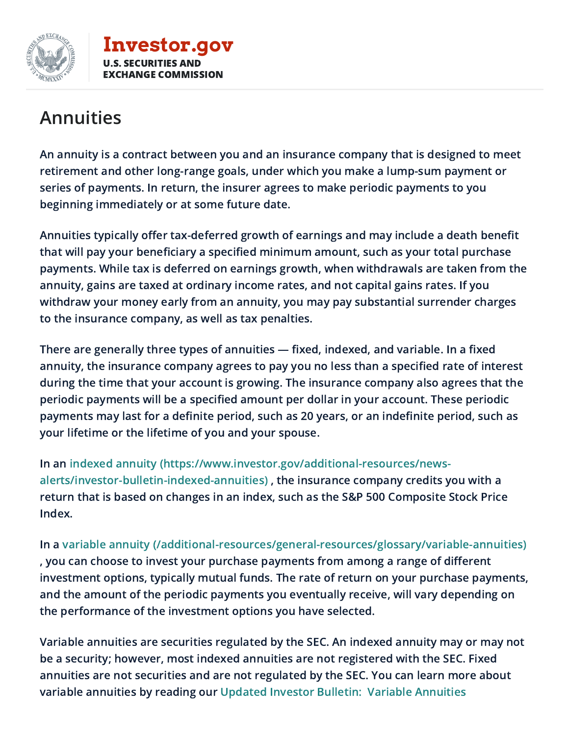Investor.gov
U.S. SECURITIES AND EXCHANGE COMMISSION

# Annuities

An annuity is a contract between you and an insurance company that is designed to meet retirement and other long-range goals, under which you make a lump-sum payment or series of payments. In return, the insurer agrees to make periodic payments to you beginning immediately or at some future date.

Annuities typically offer tax-deferred growth of earnings and may include a death benefit that will pay your beneficiary a specified minimum amount, such as your total purchase payments. While tax is deferred on earnings growth, when withdrawals are taken from the annuity, gains are taxed at ordinary income rates, and not capital gains rates. If you withdraw your money early from an annuity, you may pay substantial surrender charges to the insurance company, as well as tax penalties.

There are generally three types of annuities — fixed, indexed, and variable. In a fixed annuity, the insurance company agrees to pay you no less than a specified rate of interest during the time that your account is growing. The insurance company also agrees that the periodic payments will be a specified amount per dollar in your account. These periodic payments may last for a definite period, such as 20 years, or an indefinite period, such as your lifetime or the lifetime of you and your spouse.

In an indexed annuity (https://www.investor.gov/additional-resources/news-alerts/investor-bulletin-indexed-annuities) , the insurance company credits you with a return that is based on changes in an index, such as the S&P 500 Composite Stock Price Index.

In a variable annuity (/additional-resources/general-resources/glossary/variable-annuities) , you can choose to invest your purchase payments from among a range of different investment options, typically mutual funds. The rate of return on your purchase payments, and the amount of the periodic payments you eventually receive, will vary depending on the performance of the investment options you have selected.

Variable annuities are securities regulated by the SEC. An indexed annuity may or may not be a security; however, most indexed annuities are not registered with the SEC. Fixed annuities are not securities and are not regulated by the SEC. You can learn more about variable annuities by reading our Updated Investor Bulletin: Variable Annuities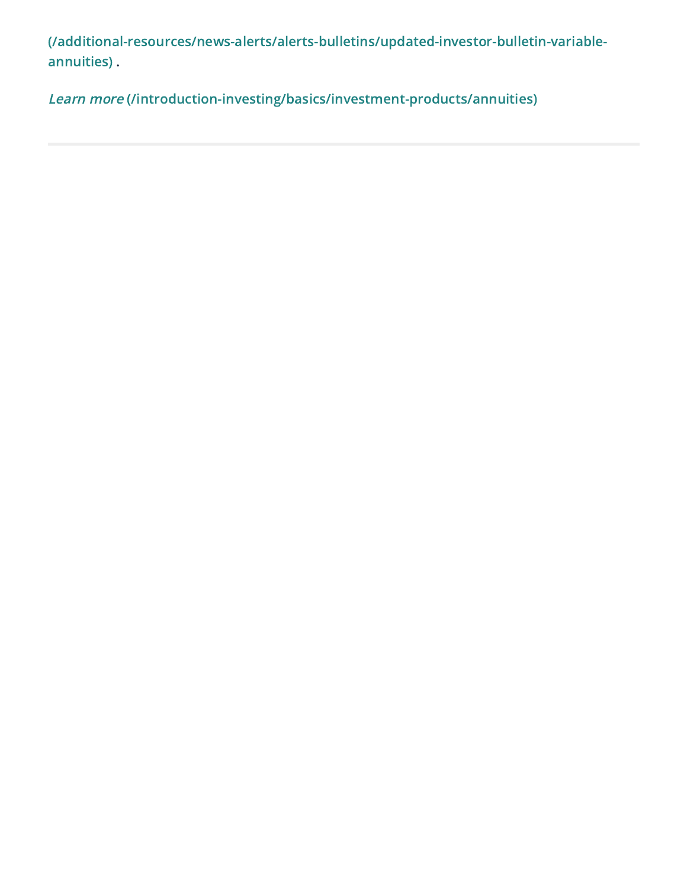(/additional-resources/news-alerts/alerts-bulletins/updated-investor-bulletin-variable-annuities) .

*Learn more* (/introduction-investing/basics/investment-products/annuities)

---